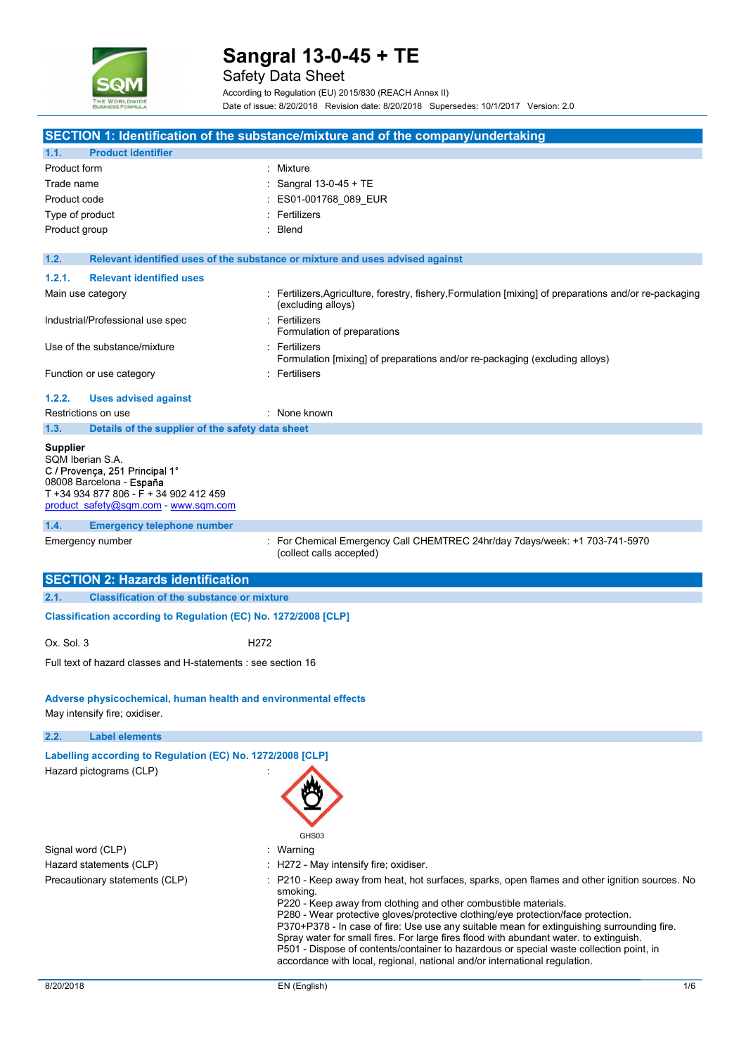# Sangral 13-0-45 + TE

Safety Data Sheet

According to Regulation (EU) 2015/830 (REACH Annex II)

Date of issue: 8/20/2018 Revision date: 8/20/2018 Supersedes: 10/1/2017 Version: 2.0

## SECTION 1: Identification of the substance/mixture and of the company/undertaking

### 1.1. Product identifier

| | |
|---|---|
| Product form | : Mixture |
| Trade name | : Sangral 13-0-45 + TE |
| Product code | : ES01-001768_089_EUR |
| Type of product | : Fertilizers |
| Product group | : Blend |

### 1.2. Relevant identified uses of the substance or mixture and uses advised against

#### 1.2.1. Relevant identified uses

| | |
|---|---|
| Main use category | : Fertilizers,Agriculture, forestry, fishery,Formulation [mixing] of preparations and/or re-packaging (excluding alloys) |
| Industrial/Professional use spec | : Fertilizers<br>Formulation of preparations |
| Use of the substance/mixture | : Fertilizers<br>Formulation [mixing] of preparations and/or re-packaging (excluding alloys) |
| Function or use category | : Fertilisers |

#### 1.2.2. Uses advised against

| | |
|---|---|
| Restrictions on use | : None known |

### 1.3. Details of the supplier of the safety data sheet

**Supplier**
SQM Iberian S.A.
C / Provença, 251 Principal 1°
08008 Barcelona - España
T +34 934 877 806 - F + 34 902 412 459
product_safety@sqm.com - www.sqm.com

### 1.4. Emergency telephone number

| | |
|---|---|
| Emergency number | : For Chemical Emergency Call CHEMTREC 24hr/day 7days/week: +1 703-741-5970 (collect calls accepted) |

## SECTION 2: Hazards identification

### 2.1. Classification of the substance or mixture

**Classification according to Regulation (EC) No. 1272/2008 [CLP]**

Ox. Sol. 3 H272

Full text of hazard classes and H-statements : see section 16

**Adverse physicochemical, human health and environmental effects**

May intensify fire; oxidiser.

### 2.2. Label elements

**Labelling according to Regulation (EC) No. 1272/2008 [CLP]**

Hazard pictograms (CLP) :

GHS03

| | |
|---|---|
| Signal word (CLP) | : Warning |
| Hazard statements (CLP) | : H272 - May intensify fire; oxidiser. |
| Precautionary statements (CLP) | : P210 - Keep away from heat, hot surfaces, sparks, open flames and other ignition sources. No smoking.<br>P220 - Keep away from clothing and other combustible materials.<br>P280 - Wear protective gloves/protective clothing/eye protection/face protection.<br>P370+P378 - In case of fire: Use use any suitable mean for extinguishing surrounding fire. Spray water for small fires. For large fires flood with abundant water. to extinguish.<br>P501 - Dispose of contents/container to hazardous or special waste collection point, in accordance with local, regional, national and/or international regulation. |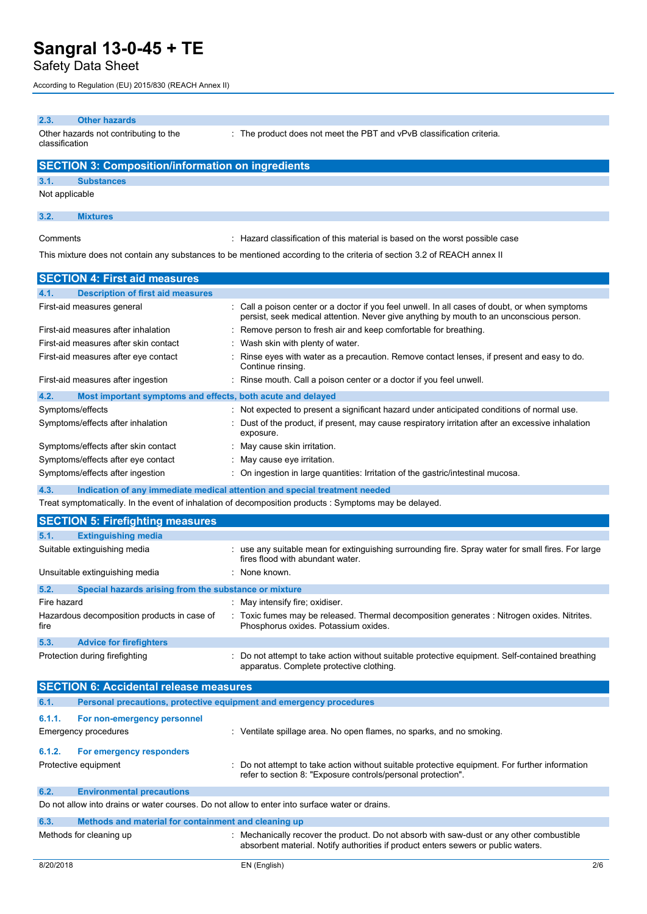### 2.3. Other hazards

| | |
|---|---|
| Other hazards not contributing to the classification | : The product does not meet the PBT and vPvB classification criteria. |

## SECTION 3: Composition/information on ingredients

### 3.1. Substances

Not applicable

### 3.2. Mixtures

| | |
|---|---|
| Comments | : Hazard classification of this material is based on the worst possible case |

This mixture does not contain any substances to be mentioned according to the criteria of section 3.2 of REACH annex II

## SECTION 4: First aid measures

### 4.1. Description of first aid measures

| | |
|---|---|
| First-aid measures general | : Call a poison center or a doctor if you feel unwell. In all cases of doubt, or when symptoms persist, seek medical attention. Never give anything by mouth to an unconscious person. |
| First-aid measures after inhalation | : Remove person to fresh air and keep comfortable for breathing. |
| First-aid measures after skin contact | : Wash skin with plenty of water. |
| First-aid measures after eye contact | : Rinse eyes with water as a precaution. Remove contact lenses, if present and easy to do. Continue rinsing. |
| First-aid measures after ingestion | : Rinse mouth. Call a poison center or a doctor if you feel unwell. |

### 4.2. Most important symptoms and effects, both acute and delayed

| | |
|---|---|
| Symptoms/effects | : Not expected to present a significant hazard under anticipated conditions of normal use. |
| Symptoms/effects after inhalation | : Dust of the product, if present, may cause respiratory irritation after an excessive inhalation exposure. |
| Symptoms/effects after skin contact | : May cause skin irritation. |
| Symptoms/effects after eye contact | : May cause eye irritation. |
| Symptoms/effects after ingestion | : On ingestion in large quantities: Irritation of the gastric/intestinal mucosa. |

### 4.3. Indication of any immediate medical attention and special treatment needed

Treat symptomatically. In the event of inhalation of decomposition products : Symptoms may be delayed.

## SECTION 5: Firefighting measures

### 5.1. Extinguishing media

| | |
|---|---|
| Suitable extinguishing media | : use any suitable mean for extinguishing surrounding fire. Spray water for small fires. For large fires flood with abundant water. |
| Unsuitable extinguishing media | : None known. |

### 5.2. Special hazards arising from the substance or mixture

| | |
|---|---|
| Fire hazard | : May intensify fire; oxidiser. |
| Hazardous decomposition products in case of fire | : Toxic fumes may be released. Thermal decomposition generates : Nitrogen oxides. Nitrites. Phosphorus oxides. Potassium oxides. |

### 5.3. Advice for firefighters

| | |
|---|---|
| Protection during firefighting | : Do not attempt to take action without suitable protective equipment. Self-contained breathing apparatus. Complete protective clothing. |

## SECTION 6: Accidental release measures

### 6.1. Personal precautions, protective equipment and emergency procedures

#### 6.1.1. For non-emergency personnel

| | |
|---|---|
| Emergency procedures | : Ventilate spillage area. No open flames, no sparks, and no smoking. |

#### 6.1.2. For emergency responders

| | |
|---|---|
| Protective equipment | : Do not attempt to take action without suitable protective equipment. For further information refer to section 8: "Exposure controls/personal protection". |

### 6.2. Environmental precautions

Do not allow into drains or water courses. Do not allow to enter into surface water or drains.

### 6.3. Methods and material for containment and cleaning up

| | |
|---|---|
| Methods for cleaning up | : Mechanically recover the product. Do not absorb with saw-dust or any other combustible absorbent material. Notify authorities if product enters sewers or public waters. |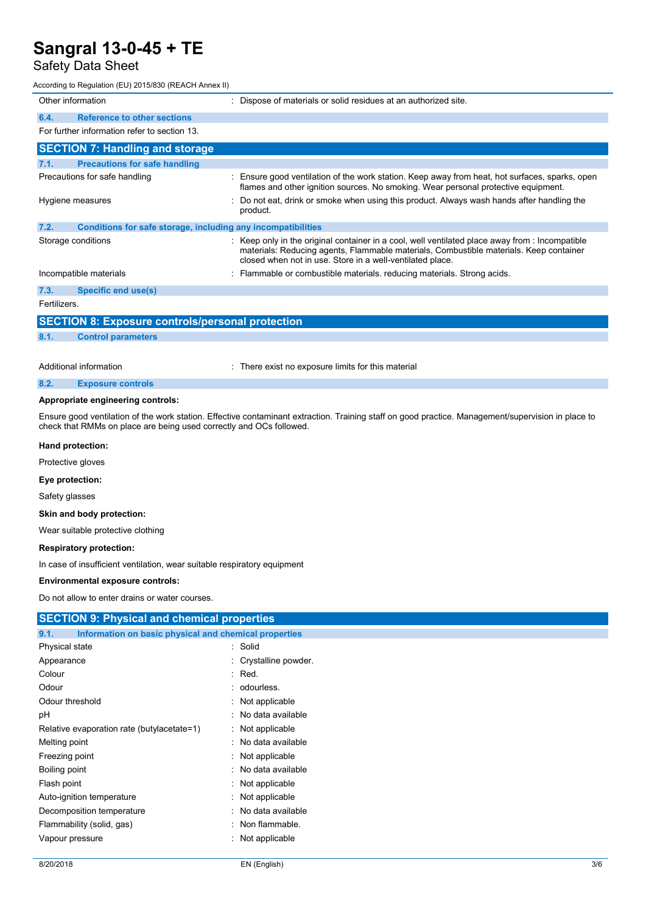| | |
|---|---|
| Other information | : Dispose of materials or solid residues at an authorized site. |

### 6.4. Reference to other sections

For further information refer to section 13.

## SECTION 7: Handling and storage

### 7.1. Precautions for safe handling

| | |
|---|---|
| Precautions for safe handling | : Ensure good ventilation of the work station. Keep away from heat, hot surfaces, sparks, open flames and other ignition sources. No smoking. Wear personal protective equipment. |
| Hygiene measures | : Do not eat, drink or smoke when using this product. Always wash hands after handling the product. |

### 7.2. Conditions for safe storage, including any incompatibilities

| | |
|---|---|
| Storage conditions | : Keep only in the original container in a cool, well ventilated place away from : Incompatible materials: Reducing agents, Flammable materials, Combustible materials. Keep container closed when not in use. Store in a well-ventilated place. |
| Incompatible materials | : Flammable or combustible materials. reducing materials. Strong acids. |

### 7.3. Specific end use(s)

Fertilizers.

## SECTION 8: Exposure controls/personal protection

### 8.1. Control parameters

| | |
|---|---|
| Additional information | : There exist no exposure limits for this material |

### 8.2. Exposure controls

**Appropriate engineering controls:**

Ensure good ventilation of the work station. Effective contaminant extraction. Training staff on good practice. Management/supervision in place to check that RMMs on place are being used correctly and OCs followed.

**Hand protection:**

Protective gloves

**Eye protection:**

Safety glasses

**Skin and body protection:**

Wear suitable protective clothing

**Respiratory protection:**

In case of insufficient ventilation, wear suitable respiratory equipment

**Environmental exposure controls:**

Do not allow to enter drains or water courses.

## SECTION 9: Physical and chemical properties

### 9.1. Information on basic physical and chemical properties

| | |
|---|---|
| Physical state | : Solid |
| Appearance | : Crystalline powder. |
| Colour | : Red. |
| Odour | : odourless. |
| Odour threshold | : Not applicable |
| pH | : No data available |
| Relative evaporation rate (butylacetate=1) | : Not applicable |
| Melting point | : No data available |
| Freezing point | : Not applicable |
| Boiling point | : No data available |
| Flash point | : Not applicable |
| Auto-ignition temperature | : Not applicable |
| Decomposition temperature | : No data available |
| Flammability (solid, gas) | : Non flammable. |
| Vapour pressure | : Not applicable |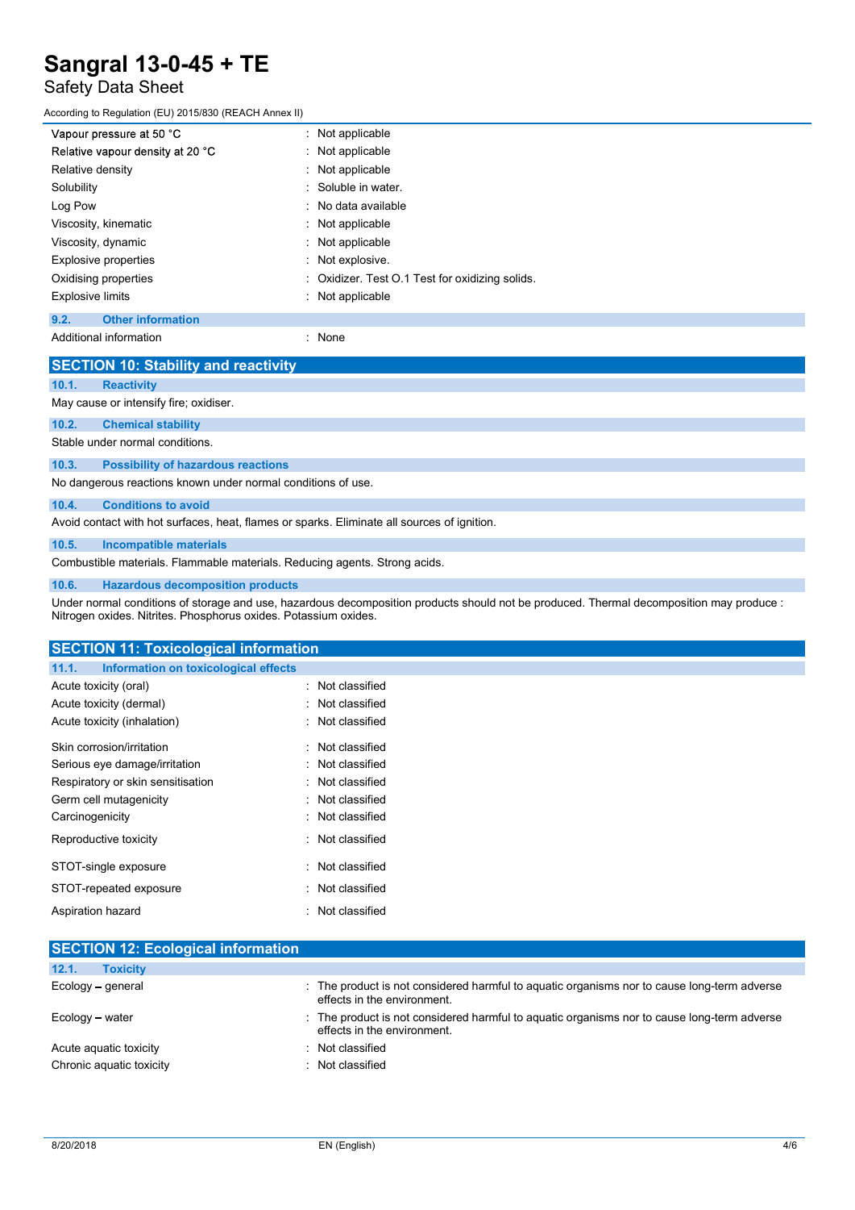| | |
|---|---|
| Vapour pressure at 50 °C | : Not applicable |
| Relative vapour density at 20 °C | : Not applicable |
| Relative density | : Not applicable |
| Solubility | : Soluble in water. |
| Log Pow | : No data available |
| Viscosity, kinematic | : Not applicable |
| Viscosity, dynamic | : Not applicable |
| Explosive properties | : Not explosive. |
| Oxidising properties | : Oxidizer. Test O.1 Test for oxidizing solids. |
| Explosive limits | : Not applicable |

### 9.2. Other information

| | |
|---|---|
| Additional information | : None |

## SECTION 10: Stability and reactivity

### 10.1. Reactivity

May cause or intensify fire; oxidiser.

### 10.2. Chemical stability

Stable under normal conditions.

### 10.3. Possibility of hazardous reactions

No dangerous reactions known under normal conditions of use.

### 10.4. Conditions to avoid

Avoid contact with hot surfaces, heat, flames or sparks. Eliminate all sources of ignition.

### 10.5. Incompatible materials

Combustible materials. Flammable materials. Reducing agents. Strong acids.

### 10.6. Hazardous decomposition products

Under normal conditions of storage and use, hazardous decomposition products should not be produced. Thermal decomposition may produce : Nitrogen oxides. Nitrites. Phosphorus oxides. Potassium oxides.

## SECTION 11: Toxicological information

### 11.1. Information on toxicological effects

| | |
|---|---|
| Acute toxicity (oral) | : Not classified |
| Acute toxicity (dermal) | : Not classified |
| Acute toxicity (inhalation) | : Not classified |
| Skin corrosion/irritation | : Not classified |
| Serious eye damage/irritation | : Not classified |
| Respiratory or skin sensitisation | : Not classified |
| Germ cell mutagenicity | : Not classified |
| Carcinogenicity | : Not classified |
| Reproductive toxicity | : Not classified |
| STOT-single exposure | : Not classified |
| STOT-repeated exposure | : Not classified |
| Aspiration hazard | : Not classified |

## SECTION 12: Ecological information

### 12.1. Toxicity

| | |
|---|---|
| Ecology – general | : The product is not considered harmful to aquatic organisms nor to cause long-term adverse effects in the environment. |
| Ecology – water | : The product is not considered harmful to aquatic organisms nor to cause long-term adverse effects in the environment. |
| Acute aquatic toxicity | : Not classified |
| Chronic aquatic toxicity | : Not classified |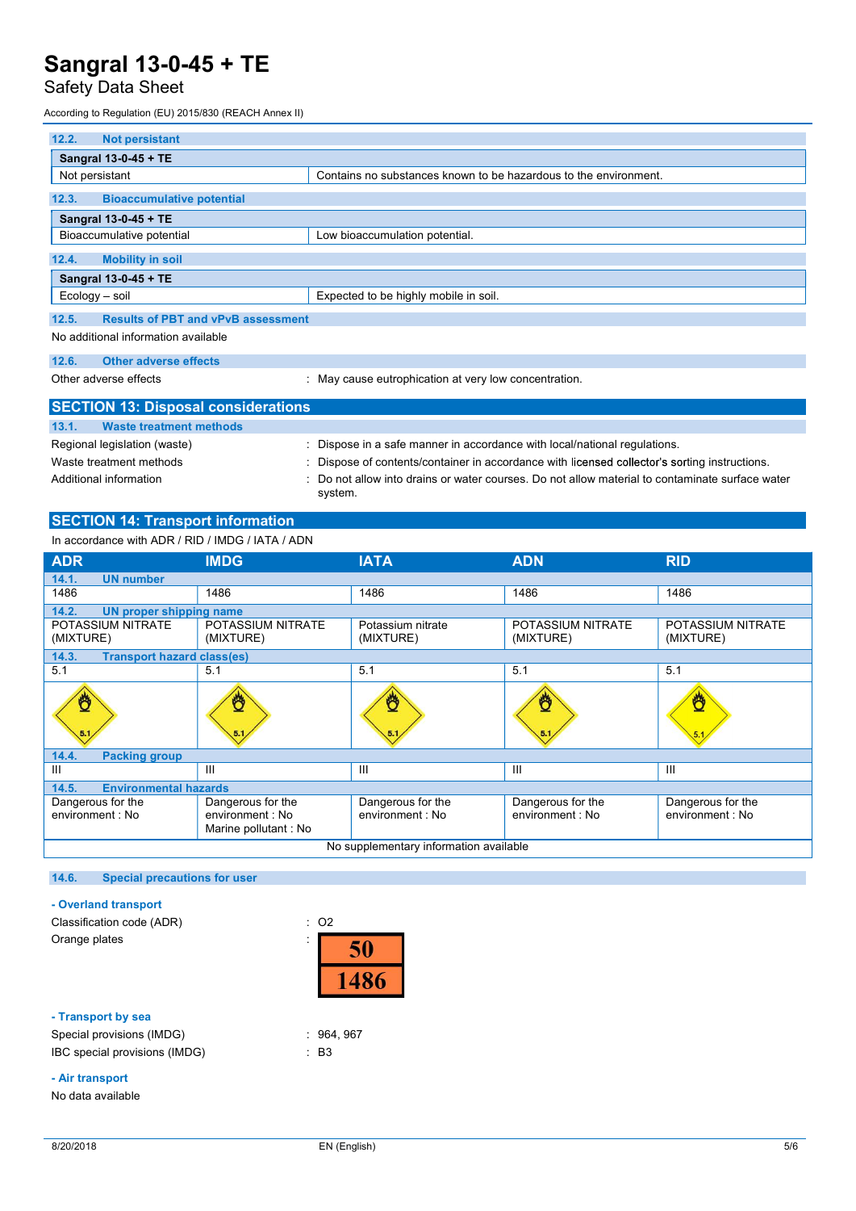### 12.2. Not persistant

| Sangral 13-0-45 + TE | |
|---|---|
| Not persistant | Contains no substances known to be hazardous to the environment. |

### 12.3. Bioaccumulative potential

| Sangral 13-0-45 + TE | |
|---|---|
| Bioaccumulative potential | Low bioaccumulation potential. |

### 12.4. Mobility in soil

| Sangral 13-0-45 + TE | |
|---|---|
| Ecology – soil | Expected to be highly mobile in soil. |

### 12.5. Results of PBT and vPvB assessment

No additional information available

### 12.6. Other adverse effects

Other adverse effects : May cause eutrophication at very low concentration.

## SECTION 13: Disposal considerations

### 13.1. Waste treatment methods

Regional legislation (waste) : Dispose in a safe manner in accordance with local/national regulations.

Waste treatment methods : Dispose of contents/container in accordance with licensed collector's sorting instructions.

Additional information : Do not allow into drains or water courses. Do not allow material to contaminate surface water system.

## SECTION 14: Transport information

In accordance with ADR / RID / IMDG / IATA / ADN

| ADR | IMDG | IATA | ADN | RID |
|---|---|---|---|---|
| **14.1. UN number** | | | | |
| 1486 | 1486 | 1486 | 1486 | 1486 |
| **14.2. UN proper shipping name** | | | | |
| POTASSIUM NITRATE (MIXTURE) | POTASSIUM NITRATE (MIXTURE) | Potassium nitrate (MIXTURE) | POTASSIUM NITRATE (MIXTURE) | POTASSIUM NITRATE (MIXTURE) |
| **14.3. Transport hazard class(es)** | | | | |
| 5.1 | 5.1 | 5.1 | 5.1 | 5.1 |
| **14.4. Packing group** | | | | |
| III | III | III | III | III |
| **14.5. Environmental hazards** | | | | |
| Dangerous for the environment : No | Dangerous for the environment : No<br>Marine pollutant : No | Dangerous for the environment : No | Dangerous for the environment : No | Dangerous for the environment : No |

No supplementary information available

### 14.6. Special precautions for user

**- Overland transport**

Classification code (ADR) : O2

Orange plates :

| 50 |
|---|
| 1486 |

**- Transport by sea**

Special provisions (IMDG) : 964, 967

IBC special provisions (IMDG) : B3

**- Air transport**

No data available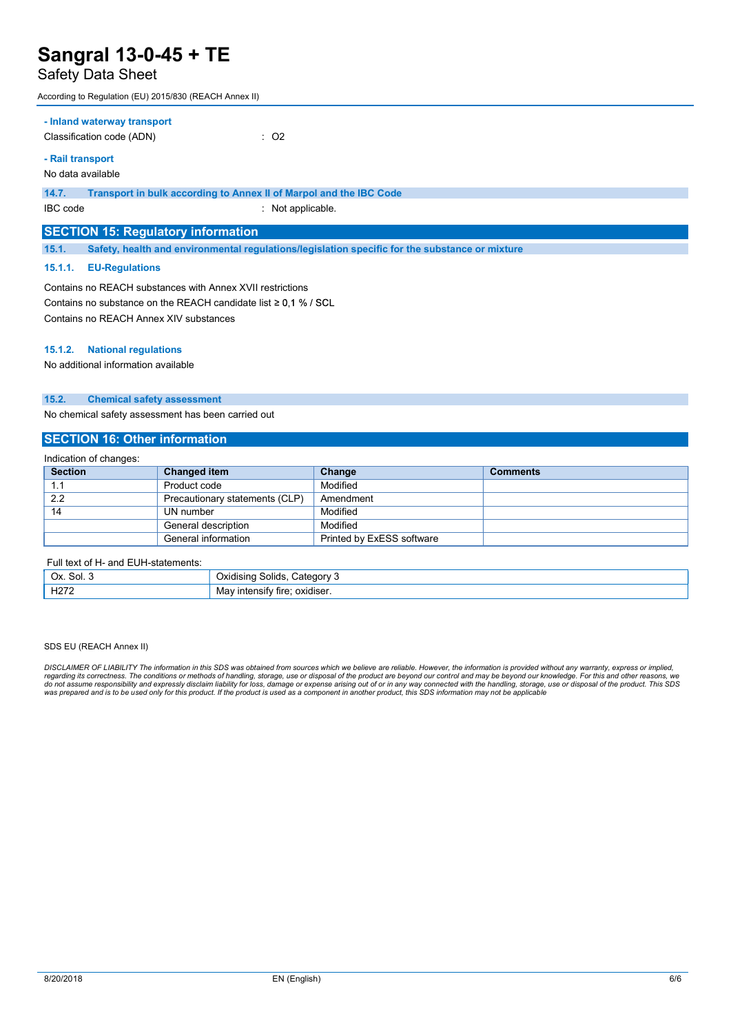**- Inland waterway transport**

Classification code (ADN) : O2

**- Rail transport**

No data available

**14.7. Transport in bulk according to Annex II of Marpol and the IBC Code**

IBC code : Not applicable.

## SECTION 15: Regulatory information

**15.1. Safety, health and environmental regulations/legislation specific for the substance or mixture**

**15.1.1. EU-Regulations**

Contains no REACH substances with Annex XVII restrictions

Contains no substance on the REACH candidate list ≥ 0,1 % / SCL

Contains no REACH Annex XIV substances

**15.1.2. National regulations**

No additional information available

**15.2. Chemical safety assessment**

No chemical safety assessment has been carried out

## SECTION 16: Other information

Indication of changes:

| Section | Changed item | Change | Comments |
|---|---|---|---|
| 1.1 | Product code | Modified | |
| 2.2 | Precautionary statements (CLP) | Amendment | |
| 14 | UN number | Modified | |
| | General description | Modified | |
| | General information | Printed by ExESS software | |

Full text of H- and EUH-statements:

| | |
|---|---|
| Ox. Sol. 3 | Oxidising Solids, Category 3 |
| H272 | May intensify fire; oxidiser. |

SDS EU (REACH Annex II)

*DISCLAIMER OF LIABILITY The information in this SDS was obtained from sources which we believe are reliable. However, the information is provided without any warranty, express or implied, regarding its correctness. The conditions or methods of handling, storage, use or disposal of the product are beyond our control and may be beyond our knowledge. For this and other reasons, we do not assume responsibility and expressly disclaim liability for loss, damage or expense arising out of or in any way connected with the handling, storage, use or disposal of the product. This SDS was prepared and is to be used only for this product. If the product is used as a component in another product, this SDS information may not be applicable*